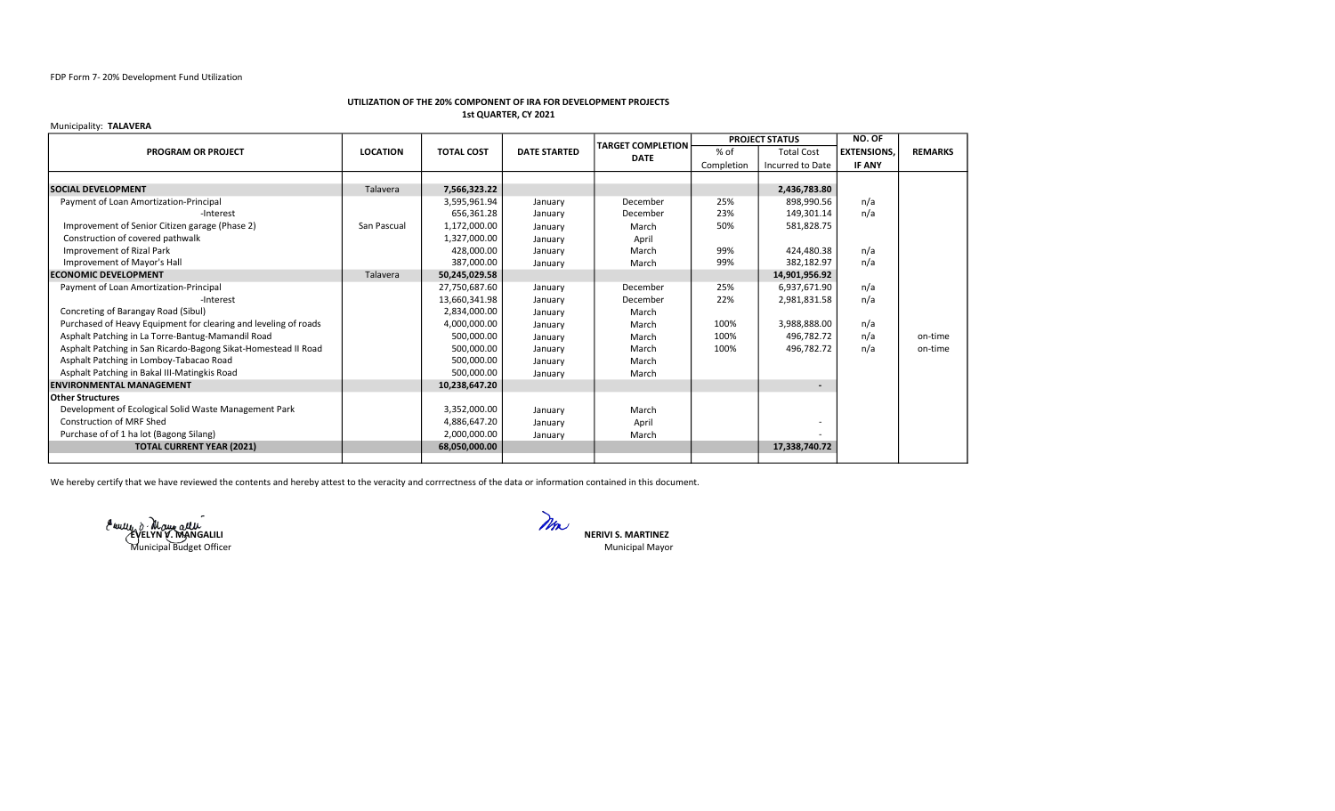FDP Form 7- 20% Development Fund Utilization

**UTILIZATION OF THE 20% COMPONENT OF IRA FOR DEVELOPMENT PROJECTS**
**1st QUARTER, CY 2021**

Municipality: **TALAVERA**

| PROGRAM OR PROJECT | LOCATION | TOTAL COST | DATE STARTED | TARGET COMPLETION DATE | PROJECT STATUS | | NO. OF EXTENSIONS, IF ANY | REMARKS |
|---|---|---|---|---|---|---|---|---|
| | | | | | % of Completion | Total Cost Incurred to Date | | |
| **SOCIAL DEVELOPMENT** | Talavera | **7,566,323.22** | | | | **2,436,783.80** | | |
| Payment of Loan Amortization-Principal | | 3,595,961.94 | January | December | 25% | 898,990.56 | n/a | |
| -Interest | | 656,361.28 | January | December | 23% | 149,301.14 | n/a | |
| Improvement of Senior Citizen garage (Phase 2) | San Pascual | 1,172,000.00 | January | March | 50% | 581,828.75 | | |
| Construction of covered pathwalk | | 1,327,000.00 | January | April | | | | |
| Improvement of Rizal Park | | 428,000.00 | January | March | 99% | 424,480.38 | n/a | |
| Improvement of Mayor's Hall | | 387,000.00 | January | March | 99% | 382,182.97 | n/a | |
| **ECONOMIC DEVELOPMENT** | Talavera | **50,245,029.58** | | | | **14,901,956.92** | | |
| Payment of Loan Amortization-Principal | | 27,750,687.60 | January | December | 25% | 6,937,671.90 | n/a | |
| -Interest | | 13,660,341.98 | January | December | 22% | 2,981,831.58 | n/a | |
| Concreting of Barangay Road (Sibul) | | 2,834,000.00 | January | March | | | | |
| Purchased of Heavy Equipment for clearing and leveling of roads | | 4,000,000.00 | January | March | 100% | 3,988,888.00 | n/a | |
| Asphalt Patching in La Torre-Bantug-Mamandil Road | | 500,000.00 | January | March | 100% | 496,782.72 | n/a | on-time |
| Asphalt Patching in San Ricardo-Bagong Sikat-Homestead II Road | | 500,000.00 | January | March | 100% | 496,782.72 | n/a | on-time |
| Asphalt Patching in Lomboy-Tabacao Road | | 500,000.00 | January | March | | | | |
| Asphalt Patching in Bakal III-Matingkis Road | | 500,000.00 | January | March | | | | |
| **ENVIRONMENTAL MANAGEMENT** | | **10,238,647.20** | | | | **-** | | |
| **Other Structures** | | | | | | | | |
| Development of Ecological Solid Waste Management Park | | 3,352,000.00 | January | March | | | | |
| Construction of MRF Shed | | 4,886,647.20 | January | April | | - | | |
| Purchase of of 1 ha lot (Bagong Silang) | | 2,000,000.00 | January | March | | - | | |
| **TOTAL CURRENT YEAR (2021)** | | **68,050,000.00** | | | | **17,338,740.72** | | |

We hereby certify that we have reviewed the contents and hereby attest to the veracity and corrrectness of the data or information contained in this document.

**EVELYN V. MANGALILI**
Municipal Budget Officer

**NERIVI S. MARTINEZ**
Municipal Mayor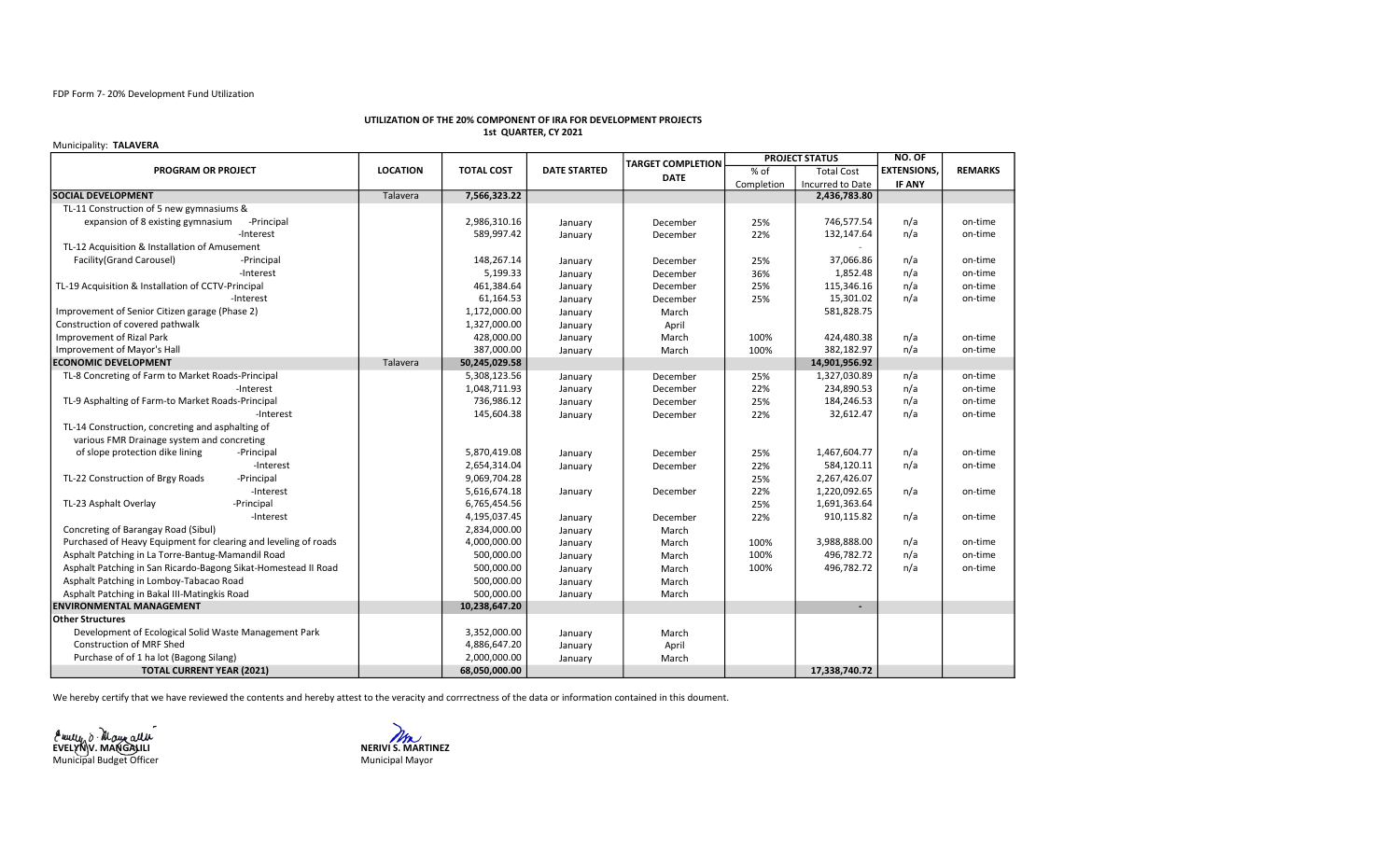FDP Form 7- 20% Development Fund Utilization

## UTILIZATION OF THE 20% COMPONENT OF IRA FOR DEVELOPMENT PROJECTS
### 1st QUARTER, CY 2021

Municipality: **TALAVERA**

| PROGRAM OR PROJECT | LOCATION | TOTAL COST | DATE STARTED | TARGET COMPLETION DATE | PROJECT STATUS | | NO. OF EXTENSIONS, IF ANY | REMARKS |
|---|---|---|---|---|---|---|---|---|
| | | | | | % of Completion | Total Cost Incurred to Date | | |
| **SOCIAL DEVELOPMENT** | Talavera | 7,566,323.22 | | | | 2,436,783.80 | | |
| TL-11 Construction of 5 new gymnasiums & | | | | | | | | |
| expansion of 8 existing gymnasium -Principal | | 2,986,310.16 | January | December | 25% | 746,577.54 | n/a | on-time |
| -Interest | | 589,997.42 | January | December | 22% | 132,147.64 | n/a | on-time |
| TL-12 Acquisition & Installation of Amusement | | | | | | - | | |
| Facility(Grand Carousel) -Principal | | 148,267.14 | January | December | 25% | 37,066.86 | n/a | on-time |
| -Interest | | 5,199.33 | January | December | 36% | 1,852.48 | n/a | on-time |
| TL-19 Acquisition & Installation of CCTV-Principal | | 461,384.64 | January | December | 25% | 115,346.16 | n/a | on-time |
| -Interest | | 61,164.53 | January | December | 25% | 15,301.02 | n/a | on-time |
| Improvement of Senior Citizen garage (Phase 2) | | 1,172,000.00 | January | March | | 581,828.75 | | |
| Construction of covered pathwalk | | 1,327,000.00 | January | April | | | | |
| Improvement of Rizal Park | | 428,000.00 | January | March | 100% | 424,480.38 | n/a | on-time |
| Improvement of Mayor's Hall | | 387,000.00 | January | March | 100% | 382,182.97 | n/a | on-time |
| **ECONOMIC DEVELOPMENT** | Talavera | 50,245,029.58 | | | | 14,901,956.92 | | |
| TL-8 Concreting of Farm to Market Roads-Principal | | 5,308,123.56 | January | December | 25% | 1,327,030.89 | n/a | on-time |
| -Interest | | 1,048,711.93 | January | December | 22% | 234,890.53 | n/a | on-time |
| TL-9 Asphalting of Farm-to Market Roads-Principal | | 736,986.12 | January | December | 25% | 184,246.53 | n/a | on-time |
| -Interest | | 145,604.38 | January | December | 22% | 32,612.47 | n/a | on-time |
| TL-14 Construction, concreting and asphalting of | | | | | | | | |
| various FMR Drainage system and concreting | | | | | | | | |
| of slope protection dike lining -Principal | | 5,870,419.08 | January | December | 25% | 1,467,604.77 | n/a | on-time |
| -Interest | | 2,654,314.04 | January | December | 22% | 584,120.11 | n/a | on-time |
| TL-22 Construction of Brgy Roads -Principal | | 9,069,704.28 | | | 25% | 2,267,426.07 | | |
| -Interest | | 5,616,674.18 | January | December | 22% | 1,220,092.65 | n/a | on-time |
| TL-23 Asphalt Overlay -Principal | | 6,765,454.56 | | | 25% | 1,691,363.64 | | |
| -Interest | | 4,195,037.45 | January | December | 22% | 910,115.82 | n/a | on-time |
| Concreting of Barangay Road (Sibul) | | 2,834,000.00 | January | March | | | | |
| Purchased of Heavy Equipment for clearing and leveling of roads | | 4,000,000.00 | January | March | 100% | 3,988,888.00 | n/a | on-time |
| Asphalt Patching in La Torre-Bantug-Mamandil Road | | 500,000.00 | January | March | 100% | 496,782.72 | n/a | on-time |
| Asphalt Patching in San Ricardo-Bagong Sikat-Homestead II Road | | 500,000.00 | January | March | 100% | 496,782.72 | n/a | on-time |
| Asphalt Patching in Lomboy-Tabacao Road | | 500,000.00 | January | March | | | | |
| Asphalt Patching in Bakal III-Matingkis Road | | 500,000.00 | January | March | | | | |
| **ENVIRONMENTAL MANAGEMENT** | | 10,238,647.20 | | | | - | | |
| **Other Structures** | | | | | | | | |
| Development of Ecological Solid Waste Management Park | | 3,352,000.00 | January | March | | | | |
| Construction of MRF Shed | | 4,886,647.20 | January | April | | | | |
| Purchase of of 1 ha lot (Bagong Silang) | | 2,000,000.00 | January | March | | | | |
| **TOTAL CURRENT YEAR (2021)** | | 68,050,000.00 | | | | 17,338,740.72 | | |

We hereby certify that we have reviewed the contents and hereby attest to the veracity and corrrectness of the data or information contained in this doument.

**EVELYN V. MANGALILI**
Municipal Budget Officer

**NERIVI S. MARTINEZ**
Municipal Mayor